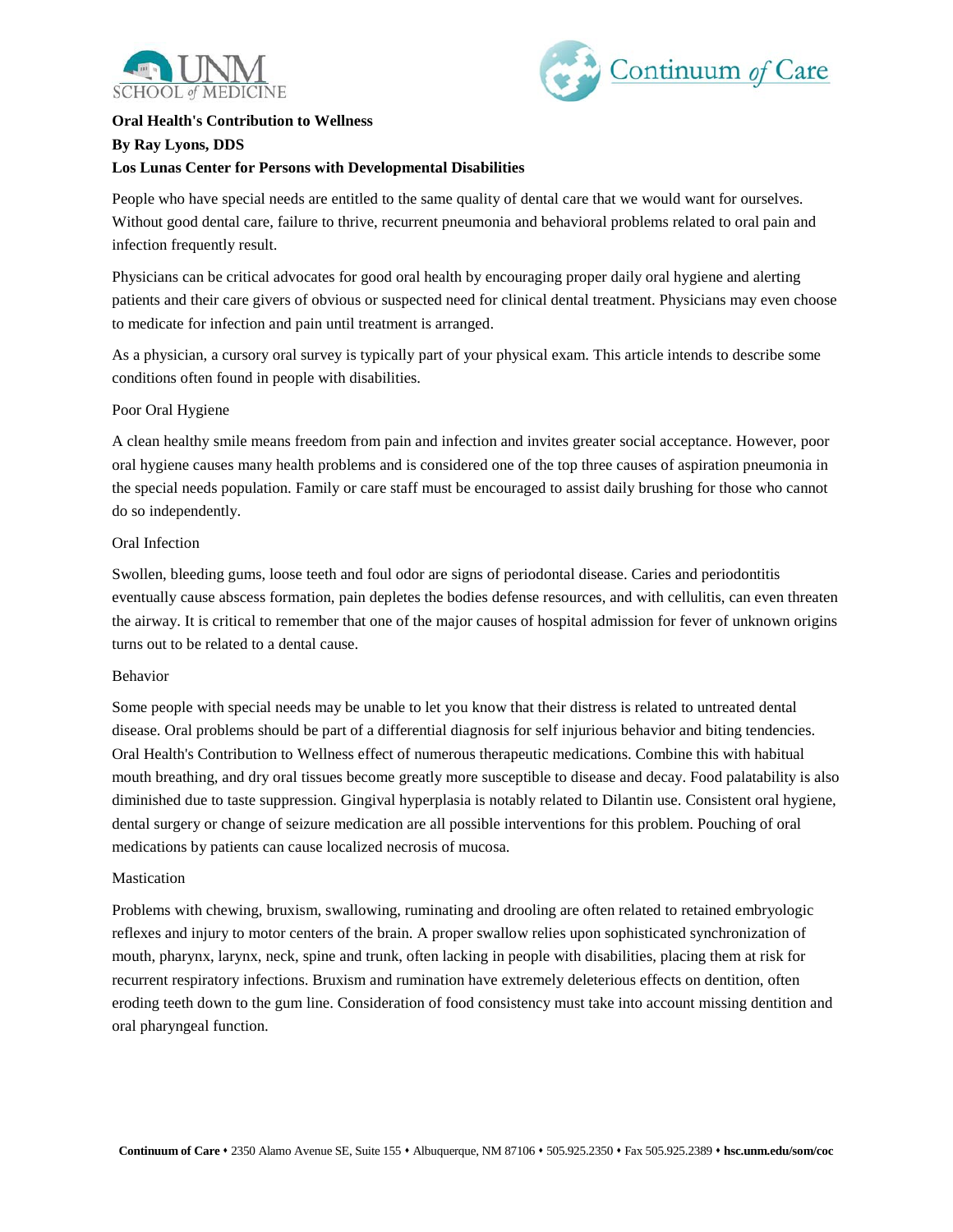**Oral Health's Contribution to Wellness**

**By Ray Lyons, DDS**

**Los Lunas Center for Persons with Developmental Disabilities**

People who have special needs are entitled to the same quality of dental care that we would want for ourselves. Without good dental care, failure to thrive, recurrent pneumonia and behavioral problems related to oral pain and infection frequently result.

Physicians can be critical advocates for good oral health by encouraging proper daily oral hygiene and alerting patients and their care givers of obvious or suspected need for clinical dental treatment. Physicians may even choose to medicate for infection and pain until treatment is arranged.

As a physician, a cursory oral survey is typically part of your physical exam. This article intends to describe some conditions often found in people with disabilities.

Poor Oral Hygiene

A clean healthy smile means freedom from pain and infection and invites greater social acceptance. However, poor oral hygiene causes many health problems and is considered one of the top three causes of aspiration pneumonia in the special needs population. Family or care staff must be encouraged to assist daily brushing for those who cannot do so independently.

Oral Infection

Swollen, bleeding gums, loose teeth and foul odor are signs of periodontal disease. Caries and periodontitis eventually cause abscess formation, pain depletes the bodies defense resources, and with cellulitis, can even threaten the airway. It is critical to remember that one of the major causes of hospital admission for fever of unknown origins turns out to be related to a dental cause.

Behavior

Some people with special needs may be unable to let you know that their distress is related to untreated dental disease. Oral problems should be part of a differential diagnosis for self injurious behavior and biting tendencies. Oral Health's Contribution to Wellness effect of numerous therapeutic medications. Combine this with habitual mouth breathing, and dry oral tissues become greatly more susceptible to disease and decay. Food palatability is also diminished due to taste suppression. Gingival hyperplasia is notably related to Dilantin use. Consistent oral hygiene, dental surgery or change of seizure medication are all possible interventions for this problem. Pouching of oral medications by patients can cause localized necrosis of mucosa.

Mastication

Problems with chewing, bruxism, swallowing, ruminating and drooling are often related to retained embryologic reflexes and injury to motor centers of the brain. A proper swallow relies upon sophisticated synchronization of mouth, pharynx, larynx, neck, spine and trunk, often lacking in people with disabilities, placing them at risk for recurrent respiratory infections. Bruxism and rumination have extremely deleterious effects on dentition, often eroding teeth down to the gum line. Consideration of food consistency must take into account missing dentition and oral pharyngeal function.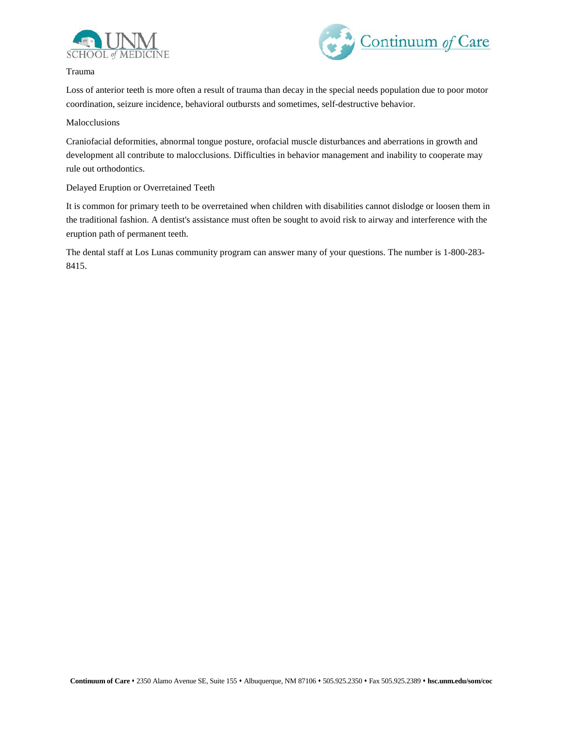Trauma

Loss of anterior teeth is more often a result of trauma than decay in the special needs population due to poor motor coordination, seizure incidence, behavioral outbursts and sometimes, self-destructive behavior.

Malocclusions

Craniofacial deformities, abnormal tongue posture, orofacial muscle disturbances and aberrations in growth and development all contribute to malocclusions. Difficulties in behavior management and inability to cooperate may rule out orthodontics.

Delayed Eruption or Overretained Teeth

It is common for primary teeth to be overretained when children with disabilities cannot dislodge or loosen them in the traditional fashion. A dentist's assistance must often be sought to avoid risk to airway and interference with the eruption path of permanent teeth.

The dental staff at Los Lunas community program can answer many of your questions. The number is 1-800-283-8415.